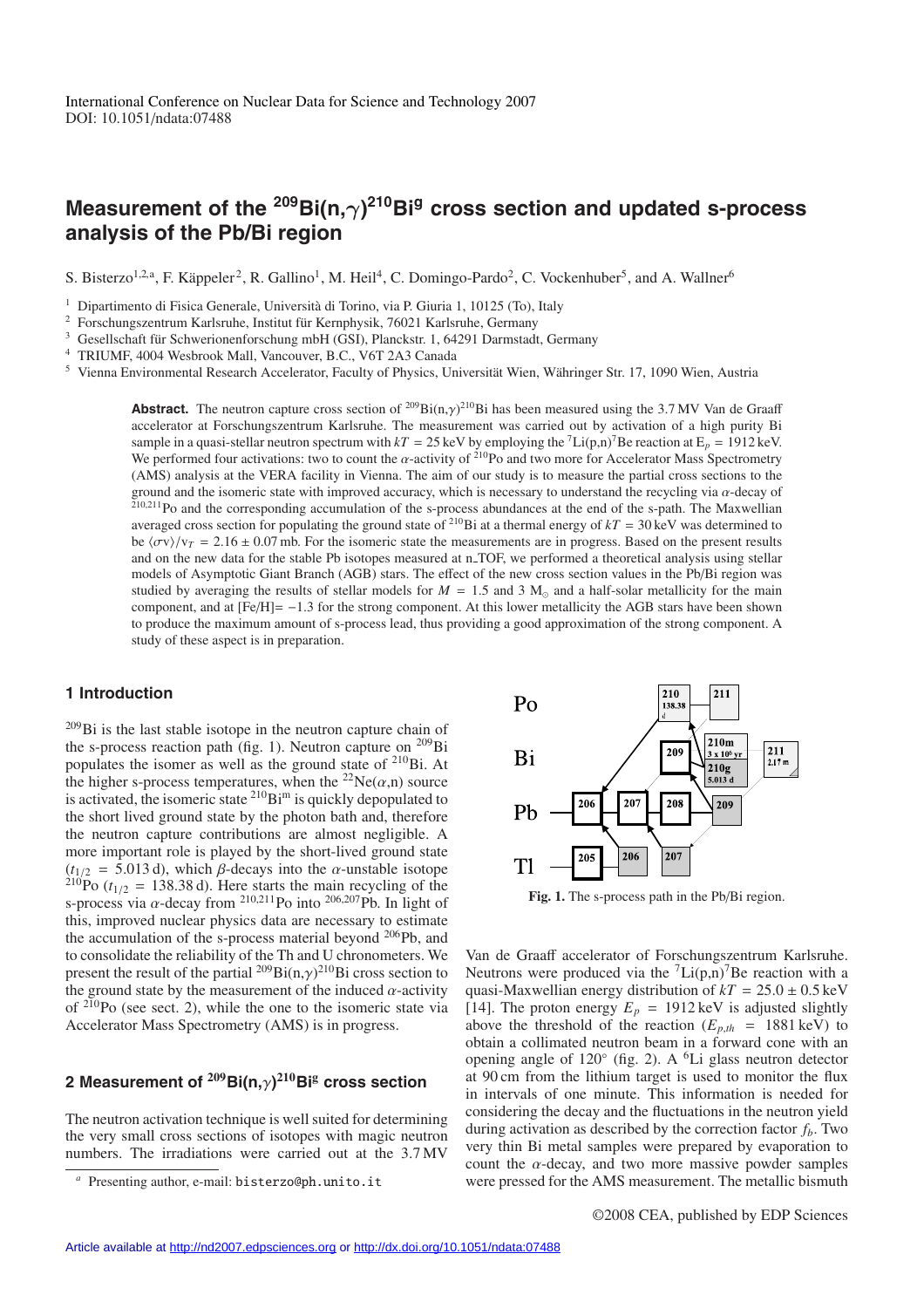International Conference on Nuclear Data for Science and Technology 2007
DOI: 10.1051/ndata:07488

# Measurement of the $^{209}$Bi(n,$\gamma$)$^{210}$Bi$^g$ cross section and updated s-process analysis of the Pb/Bi region

S. Bisterzo[1,2,a], F. Käppeler[2], R. Gallino[1], M. Heil[4], C. Domingo-Pardo[2], C. Vockenhuber[5], and A. Wallner[6]

[1] Dipartimento di Fisica Generale, Università di Torino, via P. Giuria 1, 10125 (To), Italy
[2] Forschungszentrum Karlsruhe, Institut für Kernphysik, 76021 Karlsruhe, Germany
[3] Gesellschaft für Schwerionenforschung mbH (GSI), Planckstr. 1, 64291 Darmstadt, Germany
[4] TRIUMF, 4004 Wesbrook Mall, Vancouver, B.C., V6T 2A3 Canada
[5] Vienna Environmental Research Accelerator, Faculty of Physics, Universität Wien, Währinger Str. 17, 1090 Wien, Austria

**Abstract.** The neutron capture cross section of $^{209}$Bi(n,$\gamma$)$^{210}$Bi has been measured using the 3.7 MV Van de Graaff accelerator at Forschungszentrum Karlsruhe. The measurement was carried out by activation of a high purity Bi sample in a quasi-stellar neutron spectrum with $kT$ = 25 keV by employing the $^7$Li(p,n)$^7$Be reaction at $E_p$ = 1912 keV. We performed four activations: two to count the $\alpha$-activity of $^{210}$Po and two more for Accelerator Mass Spectrometry (AMS) analysis at the VERA facility in Vienna. The aim of our study is to measure the partial cross sections to the ground and the isomeric state with improved accuracy, which is necessary to understand the recycling via $\alpha$-decay of $^{210,211}$Po and the corresponding accumulation of the s-process abundances at the end of the s-path. The Maxwellian averaged cross section for populating the ground state of $^{210}$Bi at a thermal energy of $kT$ = 30 keV was determined to be $\langle\sigma v\rangle/v_T$ = 2.16 ± 0.07 mb. For the isomeric state the measurements are in progress. Based on the present results and on the new data for the stable Pb isotopes measured at n_TOF, we performed a theoretical analysis using stellar models of Asymptotic Giant Branch (AGB) stars. The effect of the new cross section values in the Pb/Bi region was studied by averaging the results of stellar models for $M$ = 1.5 and 3 M$_\odot$ and a half-solar metallicity for the main component, and at [Fe/H]= −1.3 for the strong component. At this lower metallicity the AGB stars have been shown to produce the maximum amount of s-process lead, thus providing a good approximation of the strong component. A study of these aspect is in preparation.

## 1 Introduction

$^{209}$Bi is the last stable isotope in the neutron capture chain of the s-process reaction path (fig. 1). Neutron capture on $^{209}$Bi populates the isomer as well as the ground state of $^{210}$Bi. At the higher s-process temperatures, when the $^{22}$Ne($\alpha$,n) source is activated, the isomeric state $^{210}$Bi$^m$ is quickly depopulated to the short lived ground state by the photon bath and, therefore the neutron capture contributions are almost negligible. A more important role is played by the short-lived ground state ($t_{1/2}$ = 5.013 d), which $\beta$-decays into the $\alpha$-unstable isotope $^{210}$Po ($t_{1/2}$ = 138.38 d). Here starts the main recycling of the s-process via $\alpha$-decay from $^{210,211}$Po into $^{206,207}$Pb. In light of this, improved nuclear physics data are necessary to estimate the accumulation of the s-process material beyond $^{206}$Pb, and to consolidate the reliability of the Th and U chronometers. We present the result of the partial $^{209}$Bi(n,$\gamma$)$^{210}$Bi cross section to the ground state by the measurement of the induced $\alpha$-activity of $^{210}$Po (see sect. 2), while the one to the isomeric state via Accelerator Mass Spectrometry (AMS) is in progress.

**Fig. 1.** The s-process path in the Pb/Bi region.

## 2 Measurement of $^{209}$Bi(n,$\gamma$)$^{210}$Bi$^g$ cross section

The neutron activation technique is well suited for determining the very small cross sections of isotopes with magic neutron numbers. The irradiations were carried out at the 3.7 MV Van de Graaff accelerator of Forschungszentrum Karlsruhe. Neutrons were produced via the $^7$Li(p,n)$^7$Be reaction with a quasi-Maxwellian energy distribution of $kT$ = 25.0 ± 0.5 keV [14]. The proton energy $E_p$ = 1912 keV is adjusted slightly above the threshold of the reaction ($E_{p,th}$ = 1881 keV) to obtain a collimated neutron beam in a forward cone with an opening angle of 120° (fig. 2). A $^6$Li glass neutron detector at 90 cm from the lithium target is used to monitor the flux in intervals of one minute. This information is needed for considering the decay and the fluctuations in the neutron yield during activation as described by the correction factor $f_b$. Two very thin Bi metal samples were prepared by evaporation to count the $\alpha$-decay, and two more massive powder samples were pressed for the AMS measurement. The metallic bismuth

[a] Presenting author, e-mail: bisterzo@ph.unito.it

©2008 CEA, published by EDP Sciences

Article available at http://nd2007.edpsciences.org or http://dx.doi.org/10.1051/ndata:07488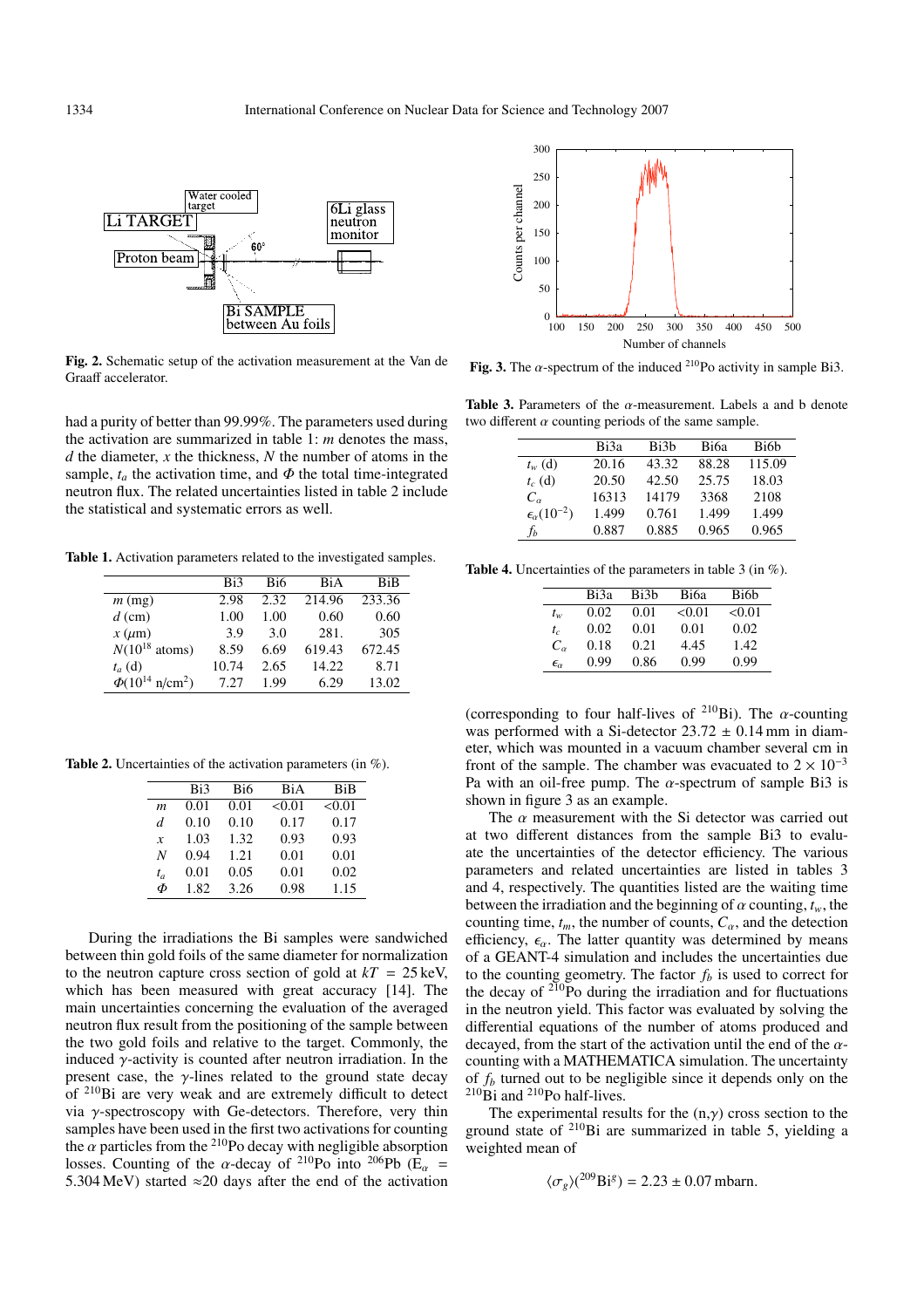**Fig. 2.** Schematic setup of the activation measurement at the Van de Graaff accelerator.

had a purity of better than 99.99%. The parameters used during the activation are summarized in table 1: $m$ denotes the mass, $d$ the diameter, $x$ the thickness, $N$ the number of atoms in the sample, $t_a$ the activation time, and $\Phi$ the total time-integrated neutron flux. The related uncertainties listed in table 2 include the statistical and systematic errors as well.

**Table 1.** Activation parameters related to the investigated samples.

| | Bi3 | Bi6 | BiA | BiB |
|---|---|---|---|---|
| $m$ (mg) | 2.98 | 2.32 | 214.96 | 233.36 |
| $d$ (cm) | 1.00 | 1.00 | 0.60 | 0.60 |
| $x$ ($\mu$m) | 3.9 | 3.0 | 281. | 305 |
| $N$($10^{18}$ atoms) | 8.59 | 6.69 | 619.43 | 672.45 |
| $t_a$ (d) | 10.74 | 2.65 | 14.22 | 8.71 |
| $\Phi$($10^{14}$ n/cm$^2$) | 7.27 | 1.99 | 6.29 | 13.02 |

**Table 2.** Uncertainties of the activation parameters (in %).

| | Bi3 | Bi6 | BiA | BiB |
|---|---|---|---|---|
| $m$ | 0.01 | 0.01 | <0.01 | <0.01 |
| $d$ | 0.10 | 0.10 | 0.17 | 0.17 |
| $x$ | 1.03 | 1.32 | 0.93 | 0.93 |
| $N$ | 0.94 | 1.21 | 0.01 | 0.01 |
| $t_a$ | 0.01 | 0.05 | 0.01 | 0.02 |
| $\Phi$ | 1.82 | 3.26 | 0.98 | 1.15 |

During the irradiations the Bi samples were sandwiched between thin gold foils of the same diameter for normalization to the neutron capture cross section of gold at $kT = 25$ keV, which has been measured with great accuracy [14]. The main uncertainties concerning the evaluation of the averaged neutron flux result from the positioning of the sample between the two gold foils and relative to the target. Commonly, the induced $\gamma$-activity is counted after neutron irradiation. In the present case, the $\gamma$-lines related to the ground state decay of $^{210}$Bi are very weak and are extremely difficult to detect via $\gamma$-spectroscopy with Ge-detectors. Therefore, very thin samples have been used in the first two activations for counting the $\alpha$ particles from the $^{210}$Po decay with negligible absorption losses. Counting of the $\alpha$-decay of $^{210}$Po into $^{206}$Pb ($E_\alpha$ = 5.304 MeV) started ≈20 days after the end of the activation (corresponding to four half-lives of $^{210}$Bi). The $\alpha$-counting was performed with a Si-detector 23.72 ± 0.14 mm in diameter, which was mounted in a vacuum chamber several cm in front of the sample. The chamber was evacuated to $2 \times 10^{-3}$ Pa with an oil-free pump. The $\alpha$-spectrum of sample Bi3 is shown in figure 3 as an example.

**Fig. 3.** The $\alpha$-spectrum of the induced $^{210}$Po activity in sample Bi3.

**Table 3.** Parameters of the $\alpha$-measurement. Labels a and b denote two different $\alpha$ counting periods of the same sample.

| | Bi3a | Bi3b | Bi6a | Bi6b |
|---|---|---|---|---|
| $t_w$ (d) | 20.16 | 43.32 | 88.28 | 115.09 |
| $t_c$ (d) | 20.50 | 42.50 | 25.75 | 18.03 |
| $C_\alpha$ | 16313 | 14179 | 3368 | 2108 |
| $\epsilon_\alpha$($10^{-2}$) | 1.499 | 0.761 | 1.499 | 1.499 |
| $f_b$ | 0.887 | 0.885 | 0.965 | 0.965 |

**Table 4.** Uncertainties of the parameters in table 3 (in %).

| | Bi3a | Bi3b | Bi6a | Bi6b |
|---|---|---|---|---|
| $t_w$ | 0.02 | 0.01 | <0.01 | <0.01 |
| $t_c$ | 0.02 | 0.01 | 0.01 | 0.02 |
| $C_\alpha$ | 0.18 | 0.21 | 4.45 | 1.42 |
| $\epsilon_\alpha$ | 0.99 | 0.86 | 0.99 | 0.99 |

The $\alpha$ measurement with the Si detector was carried out at two different distances from the sample Bi3 to evaluate the uncertainties of the detector efficiency. The various parameters and related uncertainties are listed in tables 3 and 4, respectively. The quantities listed are the waiting time between the irradiation and the beginning of $\alpha$ counting, $t_w$, the counting time, $t_m$, the number of counts, $C_\alpha$, and the detection efficiency, $\epsilon_\alpha$. The latter quantity was determined by means of a GEANT-4 simulation and includes the uncertainties due to the counting geometry. The factor $f_b$ is used to correct for the decay of $^{210}$Po during the irradiation and for fluctuations in the neutron yield. This factor was evaluated by solving the differential equations of the number of atoms produced and decayed, from the start of the activation until the end of the $\alpha$-counting with a MATHEMATICA simulation. The uncertainty of $f_b$ turned out to be negligible since it depends only on the $^{210}$Bi and $^{210}$Po half-lives.

The experimental results for the (n,$\gamma$) cross section to the ground state of $^{210}$Bi are summarized in table 5, yielding a weighted mean of

$$\langle\sigma_g\rangle(^{209}\text{Bi}^g) = 2.23 \pm 0.07 \text{ mbarn.}$$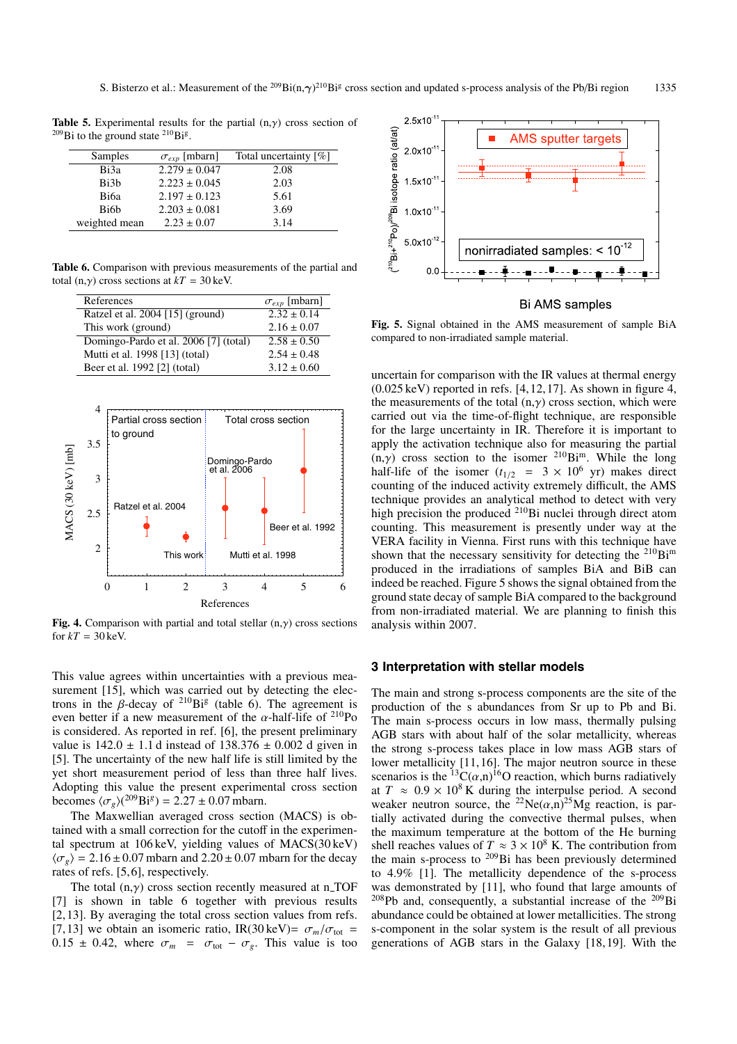**Table 5.** Experimental results for the partial (n,$\gamma$) cross section of $^{209}$Bi to the ground state $^{210}$Bi$^{g}$.

| Samples | $\sigma_{exp}$ [mbarn] | Total uncertainty [%] |
|---|---|---|
| Bi3a | 2.279 ± 0.047 | 2.08 |
| Bi3b | 2.223 ± 0.045 | 2.03 |
| Bi6a | 2.197 ± 0.123 | 5.61 |
| Bi6b | 2.203 ± 0.081 | 3.69 |
| weighted mean | 2.23 ± 0.07 | 3.14 |

**Table 6.** Comparison with previous measurements of the partial and total (n,$\gamma$) cross sections at $kT$ = 30 keV.

| References | $\sigma_{exp}$ [mbarn] |
|---|---|
| Ratzel et al. 2004 [15] (ground) | 2.32 ± 0.14 |
| This work (ground) | 2.16 ± 0.07 |
| Domingo-Pardo et al. 2006 [7] (total) | 2.58 ± 0.50 |
| Mutti et al. 1998 [13] (total) | 2.54 ± 0.48 |
| Beer et al. 1992 [2] (total) | 3.12 ± 0.60 |

**Fig. 4.** Comparison with partial and total stellar (n,$\gamma$) cross sections for $kT$ = 30 keV.

This value agrees within uncertainties with a previous measurement [15], which was carried out by detecting the electrons in the $\beta$-decay of $^{210}$Bi$^{g}$ (table 6). The agreement is even better if a new measurement of the $\alpha$-half-life of $^{210}$Po is considered. As reported in ref. [6], the present preliminary value is 142.0 ± 1.1 d instead of 138.376 ± 0.002 d given in [5]. The uncertainty of the new half life is still limited by the yet short measurement period of less than three half lives. Adopting this value the present experimental cross section becomes $\langle\sigma_g\rangle(^{209}\mathrm{Bi}^{g})$ = 2.27 ± 0.07 mbarn.

The Maxwellian averaged cross section (MACS) is obtained with a small correction for the cutoff in the experimental spectrum at 106 keV, yielding values of MACS(30 keV) $\langle\sigma_g\rangle$ = 2.16 ± 0.07 mbarn and 2.20 ± 0.07 mbarn for the decay rates of refs. [5,6], respectively.

The total (n,$\gamma$) cross section recently measured at n_TOF [7] is shown in table 6 together with previous results [2,13]. By averaging the total cross section values from refs. [7,13] we obtain an isomeric ratio, IR(30 keV)= $\sigma_m/\sigma_{\mathrm{tot}}$ = 0.15 ± 0.42, where $\sigma_m = \sigma_{\mathrm{tot}} - \sigma_g$. This value is too uncertain for comparison with the IR values at thermal energy (0.025 keV) reported in refs. [4,12,17]. As shown in figure 4, the measurements of the total (n,$\gamma$) cross section, which were carried out via the time-of-flight technique, are responsible for the large uncertainty in IR. Therefore it is important to apply the activation technique also for measuring the partial (n,$\gamma$) cross section to the isomer $^{210}$Bi$^{m}$. While the long half-life of the isomer ($t_{1/2}$ = 3 × 10$^{6}$ yr) makes direct counting of the induced activity extremely difficult, the AMS technique provides an analytical method to detect with very high precision the produced $^{210}$Bi nuclei through direct atom counting. This measurement is presently under way at the VERA facility in Vienna. First runs with this technique have shown that the necessary sensitivity for detecting the $^{210}$Bi$^{m}$ produced in the irradiations of samples BiA and BiB can indeed be reached. Figure 5 shows the signal obtained from the ground state decay of sample BiA compared to the background from non-irradiated material. We are planning to finish this analysis within 2007.

**Fig. 5.** Signal obtained in the AMS measurement of sample BiA compared to non-irradiated sample material.

## 3 Interpretation with stellar models

The main and strong s-process components are the site of the production of the s abundances from Sr up to Pb and Bi. The main s-process occurs in low mass, thermally pulsing AGB stars with about half of the solar metallicity, whereas the strong s-process takes place in low mass AGB stars of lower metallicity [11,16]. The major neutron source in these scenarios is the $^{13}$C($\alpha$,n)$^{16}$O reaction, which burns radiatively at $T \approx 0.9 \times 10^{8}$ K during the interpulse period. A second weaker neutron source, the $^{22}$Ne($\alpha$,n)$^{25}$Mg reaction, is partially activated during the convective thermal pulses, when the maximum temperature at the bottom of the He burning shell reaches values of $T \approx 3 \times 10^{8}$ K. The contribution from the main s-process to $^{209}$Bi has been previously determined to 4.9% [1]. The metallicity dependence of the s-process was demonstrated by [11], who found that large amounts of $^{208}$Pb and, consequently, a substantial increase of the $^{209}$Bi abundance could be obtained at lower metallicities. The strong s-component in the solar system is the result of all previous generations of AGB stars in the Galaxy [18,19]. With the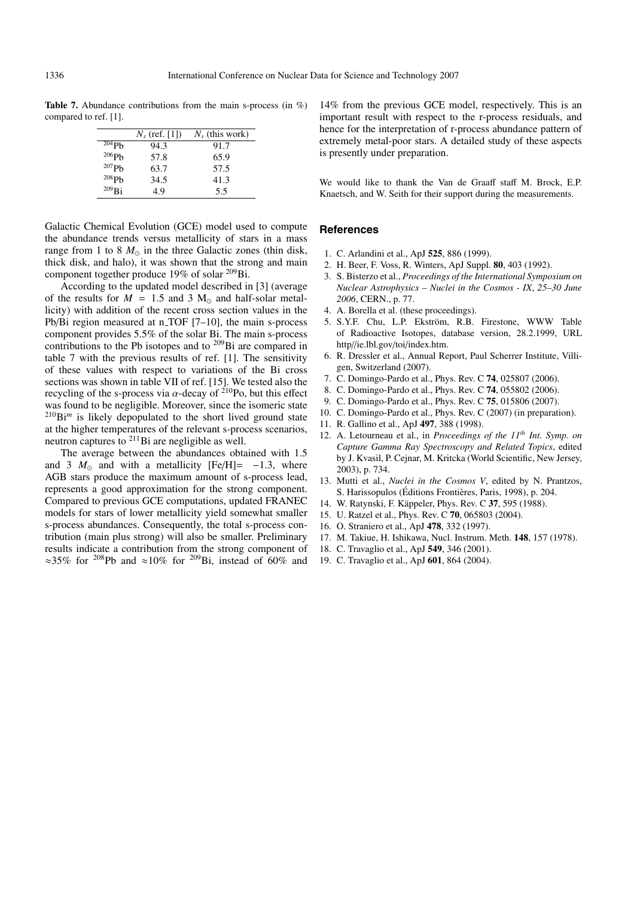**Table 7.** Abundance contributions from the main s-process (in %) compared to ref. [1].

| | $N_s$ (ref. [1]) | $N_s$ (this work) |
|---|---|---|
| $^{204}$Pb | 94.3 | 91.7 |
| $^{206}$Pb | 57.8 | 65.9 |
| $^{207}$Pb | 63.7 | 57.5 |
| $^{208}$Pb | 34.5 | 41.3 |
| $^{209}$Bi | 4.9 | 5.5 |

Galactic Chemical Evolution (GCE) model used to compute the abundance trends versus metallicity of stars in a mass range from 1 to 8 $M_{\odot}$ in the three Galactic zones (thin disk, thick disk, and halo), it was shown that the strong and main component together produce 19% of solar $^{209}$Bi.

According to the updated model described in [3] (average of the results for $M = 1.5$ and 3 $M_{\odot}$ and half-solar metallicity) with addition of the recent cross section values in the Pb/Bi region measured at n_TOF [7–10], the main s-process component provides 5.5% of the solar Bi. The main s-process contributions to the Pb isotopes and to $^{209}$Bi are compared in table 7 with the previous results of ref. [1]. The sensitivity of these values with respect to variations of the Bi cross sections was shown in table VII of ref. [15]. We tested also the recycling of the s-process via $\alpha$-decay of $^{210}$Po, but this effect was found to be negligible. Moreover, since the isomeric state $^{210}$Bi$^{m}$ is likely depopulated to the short lived ground state at the higher temperatures of the relevant s-process scenarios, neutron captures to $^{211}$Bi are negligible as well.

The average between the abundances obtained with 1.5 and 3 $M_{\odot}$ and with a metallicity [Fe/H]$= -1.3$, where AGB stars produce the maximum amount of s-process lead, represents a good approximation for the strong component. Compared to previous GCE computations, updated FRANEC models for stars of lower metallicity yield somewhat smaller s-process abundances. Consequently, the total s-process contribution (main plus strong) will also be smaller. Preliminary results indicate a contribution from the strong component of $\approx$35% for $^{208}$Pb and $\approx$10% for $^{209}$Bi, instead of 60% and 14% from the previous GCE model, respectively. This is an important result with respect to the r-process residuals, and hence for the interpretation of r-process abundance pattern of extremely metal-poor stars. A detailed study of these aspects is presently under preparation.

We would like to thank the Van de Graaff staff M. Brock, E.P. Knaetsch, and W. Seith for their support during the measurements.

## References

1. C. Arlandini et al., ApJ **525**, 886 (1999).
2. H. Beer, F. Voss, R. Winters, ApJ Suppl. **80**, 403 (1992).
3. S. Bisterzo et al., *Proceedings of the International Symposium on Nuclear Astrophysics – Nuclei in the Cosmos - IX, 25–30 June 2006*, CERN., p. 77.
4. A. Borella et al. (these proceedings).
5. S.Y.F. Chu, L.P. Ekström, R.B. Firestone, WWW Table of Radioactive Isotopes, database version, 28.2.1999, URL http//ie.lbl.gov/toi/index.htm.
6. R. Dressler et al., Annual Report, Paul Scherrer Institute, Villigen, Switzerland (2007).
7. C. Domingo-Pardo et al., Phys. Rev. C **74**, 025807 (2006).
8. C. Domingo-Pardo et al., Phys. Rev. C **74**, 055802 (2006).
9. C. Domingo-Pardo et al., Phys. Rev. C **75**, 015806 (2007).
10. C. Domingo-Pardo et al., Phys. Rev. C (2007) (in preparation).
11. R. Gallino et al., ApJ **497**, 388 (1998).
12. A. Letourneau et al., in *Proceedings of the 11th Int. Symp. on Capture Gamma Ray Spectroscopy and Related Topics*, edited by J. Kvasil, P. Cejnar, M. Kritcka (World Scientific, New Jersey, 2003), p. 734.
13. Mutti et al., *Nuclei in the Cosmos V*, edited by N. Prantzos, S. Harissopulos (Éditions Frontières, Paris, 1998), p. 204.
14. W. Ratynski, F. Käppeler, Phys. Rev. C **37**, 595 (1988).
15. U. Ratzel et al., Phys. Rev. C **70**, 065803 (2004).
16. O. Straniero et al., ApJ **478**, 332 (1997).
17. M. Takiue, H. Ishikawa, Nucl. Instrum. Meth. **148**, 157 (1978).
18. C. Travaglio et al., ApJ **549**, 346 (2001).
19. C. Travaglio et al., ApJ **601**, 864 (2004).